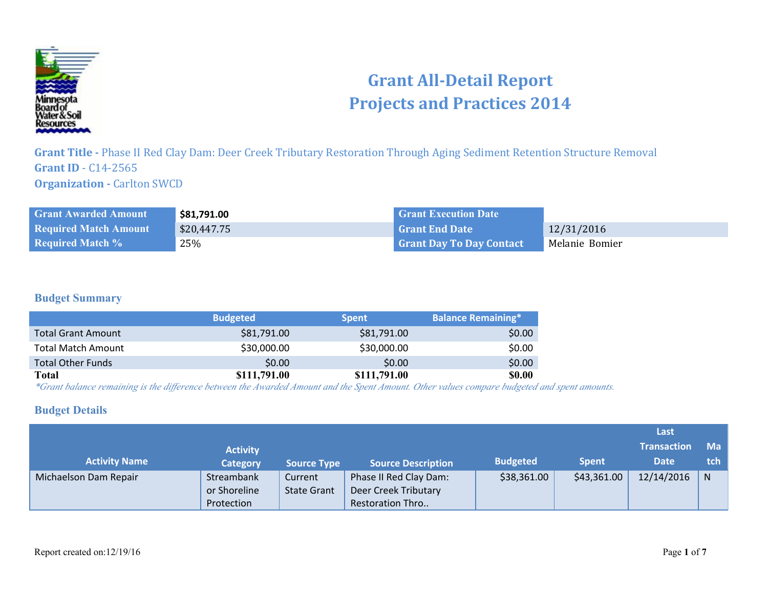# Grant All-Detail Report
# Projects and Practices 2014

**Grant Title -** Phase II Red Clay Dam: Deer Creek Tributary Restoration Through Aging Sediment Retention Structure Removal
**Grant ID** - C14-2565
**Organization -** Carlton SWCD

| | | | |
|---|---|---|---|
| **Grant Awarded Amount** | **$81,791.00** | **Grant Execution Date** | |
| **Required Match Amount** | $20,447.75 | **Grant End Date** | 12/31/2016 |
| **Required Match %** | 25% | **Grant Day To Day Contact** | Melanie Bomier |

## Budget Summary

| | Budgeted | Spent | Balance Remaining* |
|---|---|---|---|
| Total Grant Amount | $81,791.00 | $81,791.00 | $0.00 |
| Total Match Amount | $30,000.00 | $30,000.00 | $0.00 |
| Total Other Funds | $0.00 | $0.00 | $0.00 |
| **Total** | **$111,791.00** | **$111,791.00** | **$0.00** |

*\*Grant balance remaining is the difference between the Awarded Amount and the Spent Amount. Other values compare budgeted and spent amounts.*

## Budget Details

| Activity Name | Activity Category | Source Type | Source Description | Budgeted | Spent | Last Transaction Date | Match |
|---|---|---|---|---|---|---|---|
| Michaelson Dam Repair | Streambank or Shoreline Protection | Current State Grant | Phase II Red Clay Dam: Deer Creek Tributary Restoration Thro.. | $38,361.00 | $43,361.00 | 12/14/2016 | N |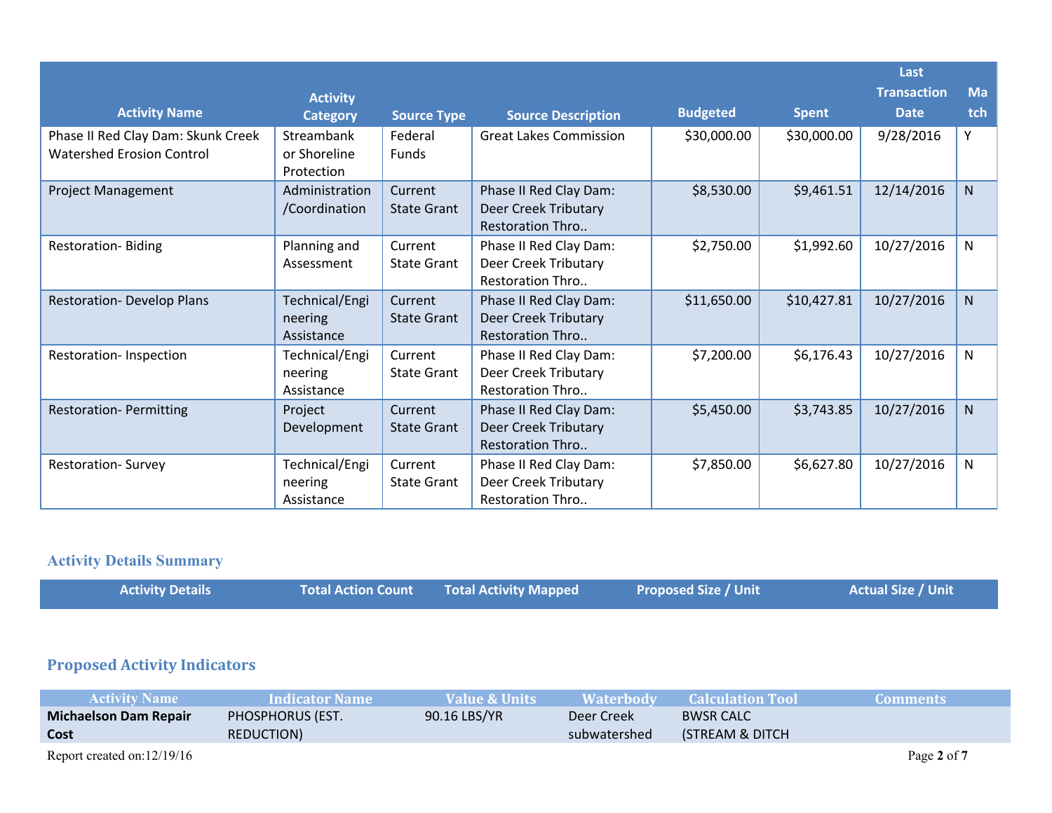| Activity Name | Activity Category | Source Type | Source Description | Budgeted | Spent | Last Transaction Date | Match |
|---|---|---|---|---|---|---|---|
| Phase II Red Clay Dam: Skunk Creek Watershed Erosion Control | Streambank or Shoreline Protection | Federal Funds | Great Lakes Commission | $30,000.00 | $30,000.00 | 9/28/2016 | Y |
| Project Management | Administration /Coordination | Current State Grant | Phase II Red Clay Dam: Deer Creek Tributary Restoration Thro.. | $8,530.00 | $9,461.51 | 12/14/2016 | N |
| Restoration- Biding | Planning and Assessment | Current State Grant | Phase II Red Clay Dam: Deer Creek Tributary Restoration Thro.. | $2,750.00 | $1,992.60 | 10/27/2016 | N |
| Restoration- Develop Plans | Technical/Engineering Assistance | Current State Grant | Phase II Red Clay Dam: Deer Creek Tributary Restoration Thro.. | $11,650.00 | $10,427.81 | 10/27/2016 | N |
| Restoration- Inspection | Technical/Engineering Assistance | Current State Grant | Phase II Red Clay Dam: Deer Creek Tributary Restoration Thro.. | $7,200.00 | $6,176.43 | 10/27/2016 | N |
| Restoration- Permitting | Project Development | Current State Grant | Phase II Red Clay Dam: Deer Creek Tributary Restoration Thro.. | $5,450.00 | $3,743.85 | 10/27/2016 | N |
| Restoration- Survey | Technical/Engineering Assistance | Current State Grant | Phase II Red Clay Dam: Deer Creek Tributary Restoration Thro.. | $7,850.00 | $6,627.80 | 10/27/2016 | N |

## Activity Details Summary

| Activity Details | Total Action Count | Total Activity Mapped | Proposed Size / Unit | Actual Size / Unit |
|---|---|---|---|---|

## Proposed Activity Indicators

| Activity Name | Indicator Name | Value & Units | Waterbody | Calculation Tool | Comments |
|---|---|---|---|---|---|
| **Michaelson Dam Repair Cost** | PHOSPHORUS (EST. REDUCTION) | 90.16 LBS/YR | Deer Creek subwatershed | BWSR CALC (STREAM & DITCH | |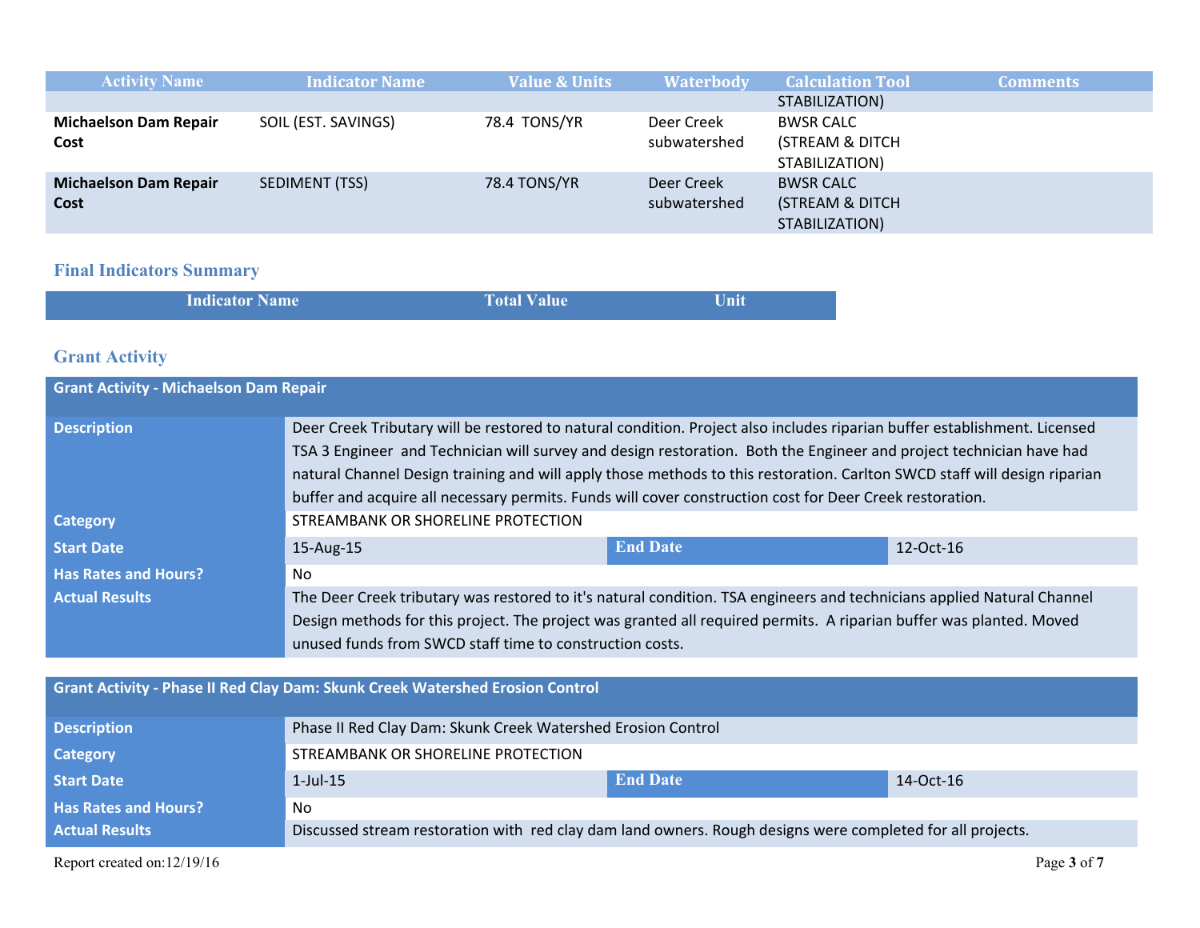| Activity Name | Indicator Name | Value & Units | Waterbody | Calculation Tool | Comments |
|---|---|---|---|---|---|
| | | | | STABILIZATION) | |
| **Michaelson Dam Repair Cost** | SOIL (EST. SAVINGS) | 78.4 TONS/YR | Deer Creek subwatershed | BWSR CALC (STREAM & DITCH STABILIZATION) | |
| **Michaelson Dam Repair Cost** | SEDIMENT (TSS) | 78.4 TONS/YR | Deer Creek subwatershed | BWSR CALC (STREAM & DITCH STABILIZATION) | |

## Final Indicators Summary

| Indicator Name | Total Value | Unit |
|---|---|---|

## Grant Activity

| Grant Activity - Michaelson Dam Repair | | | |
|---|---|---|---|
| **Description** | Deer Creek Tributary will be restored to natural condition. Project also includes riparian buffer establishment. Licensed TSA 3 Engineer and Technician will survey and design restoration. Both the Engineer and project technician have had natural Channel Design training and will apply those methods to this restoration. Carlton SWCD staff will design riparian buffer and acquire all necessary permits. Funds will cover construction cost for Deer Creek restoration. | | |
| **Category** | STREAMBANK OR SHORELINE PROTECTION | | |
| **Start Date** | 15-Aug-15 | **End Date** | 12-Oct-16 |
| **Has Rates and Hours?** | No | | |
| **Actual Results** | The Deer Creek tributary was restored to it's natural condition. TSA engineers and technicians applied Natural Channel Design methods for this project. The project was granted all required permits. A riparian buffer was planted. Moved unused funds from SWCD staff time to construction costs. | | |

| Grant Activity - Phase II Red Clay Dam: Skunk Creek Watershed Erosion Control | | | |
|---|---|---|---|
| **Description** | Phase II Red Clay Dam: Skunk Creek Watershed Erosion Control | | |
| **Category** | STREAMBANK OR SHORELINE PROTECTION | | |
| **Start Date** | 1-Jul-15 | **End Date** | 14-Oct-16 |
| **Has Rates and Hours?** | No | | |
| **Actual Results** | Discussed stream restoration with red clay dam land owners. Rough designs were completed for all projects. | | |

Report created on:12/19/16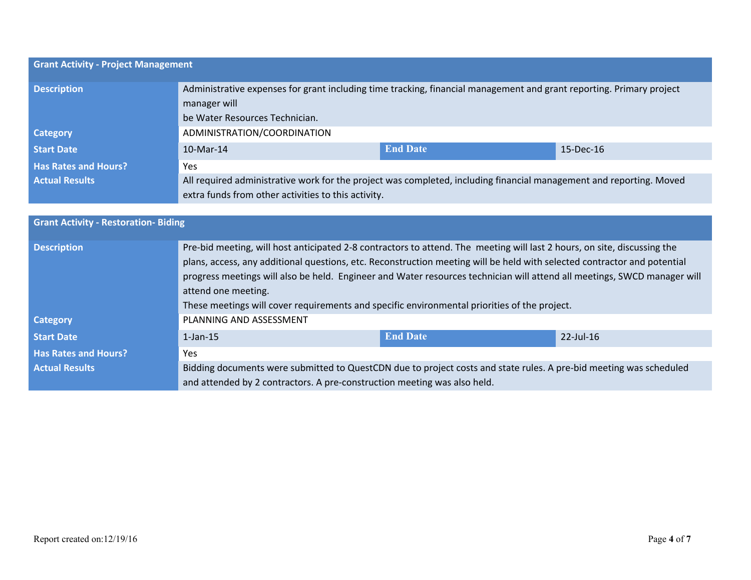| Grant Activity - Project Management | | | |
|---|---|---|---|
| **Description** | Administrative expenses for grant including time tracking, financial management and grant reporting. Primary project manager will be Water Resources Technician. | | |
| **Category** | ADMINISTRATION/COORDINATION | | |
| **Start Date** | 10-Mar-14 | **End Date** | 15-Dec-16 |
| **Has Rates and Hours?** | Yes | | |
| **Actual Results** | All required administrative work for the project was completed, including financial management and reporting. Moved extra funds from other activities to this activity. | | |

| Grant Activity - Restoration- Biding | | | |
|---|---|---|---|
| **Description** | Pre-bid meeting, will host anticipated 2-8 contractors to attend. The meeting will last 2 hours, on site, discussing the plans, access, any additional questions, etc. Reconstruction meeting will be held with selected contractor and potential progress meetings will also be held. Engineer and Water resources technician will attend all meetings, SWCD manager will attend one meeting. These meetings will cover requirements and specific environmental priorities of the project. | | |
| **Category** | PLANNING AND ASSESSMENT | | |
| **Start Date** | 1-Jan-15 | **End Date** | 22-Jul-16 |
| **Has Rates and Hours?** | Yes | | |
| **Actual Results** | Bidding documents were submitted to QuestCDN due to project costs and state rules. A pre-bid meeting was scheduled and attended by 2 contractors. A pre-construction meeting was also held. | | |

Report created on:12/19/16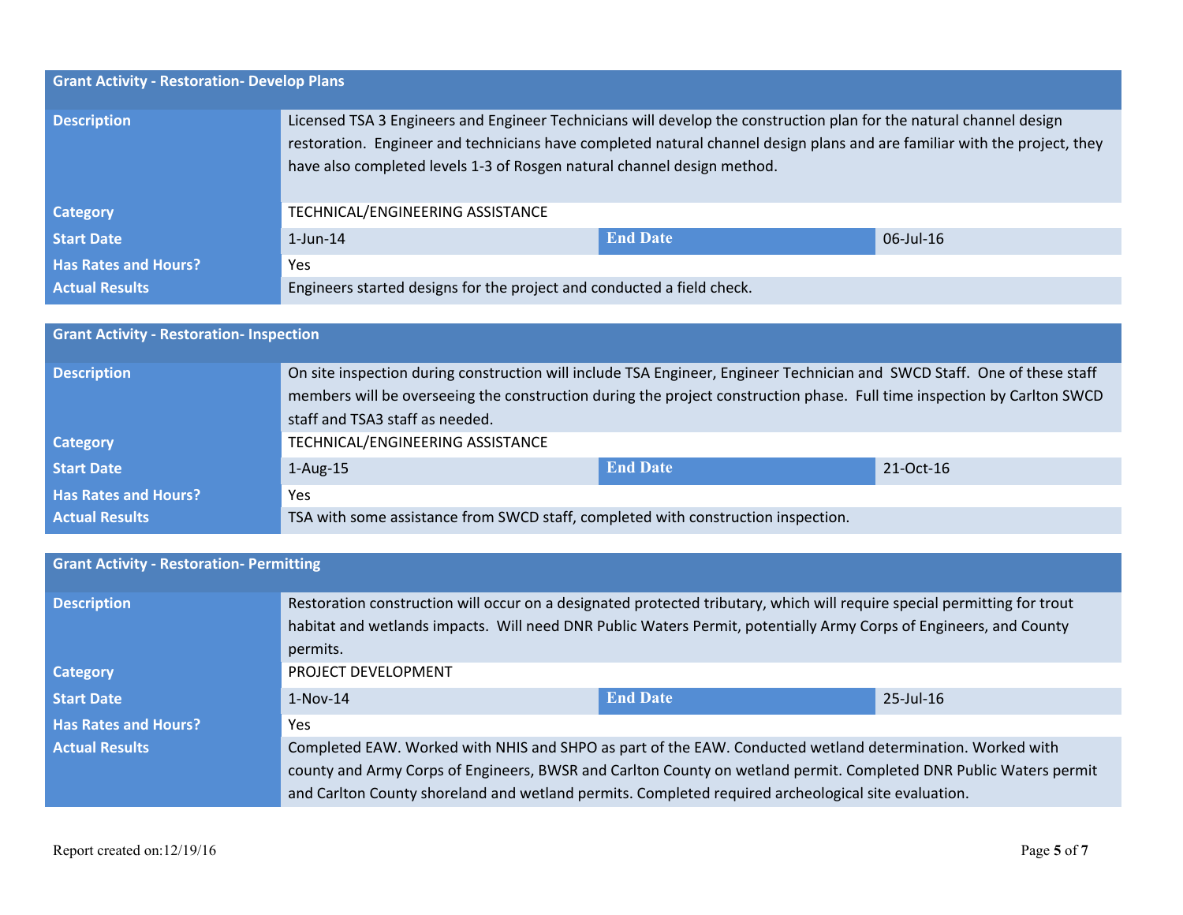| Grant Activity - Restoration- Develop Plans | | | |
|---|---|---|---|
| **Description** | Licensed TSA 3 Engineers and Engineer Technicians will develop the construction plan for the natural channel design restoration. Engineer and technicians have completed natural channel design plans and are familiar with the project, they have also completed levels 1-3 of Rosgen natural channel design method. | | |
| **Category** | TECHNICAL/ENGINEERING ASSISTANCE | | |
| **Start Date** | 1-Jun-14 | **End Date** | 06-Jul-16 |
| **Has Rates and Hours?** | Yes | | |
| **Actual Results** | Engineers started designs for the project and conducted a field check. | | |

| Grant Activity - Restoration- Inspection | | | |
|---|---|---|---|
| **Description** | On site inspection during construction will include TSA Engineer, Engineer Technician and SWCD Staff. One of these staff members will be overseeing the construction during the project construction phase. Full time inspection by Carlton SWCD staff and TSA3 staff as needed. | | |
| **Category** | TECHNICAL/ENGINEERING ASSISTANCE | | |
| **Start Date** | 1-Aug-15 | **End Date** | 21-Oct-16 |
| **Has Rates and Hours?** | Yes | | |
| **Actual Results** | TSA with some assistance from SWCD staff, completed with construction inspection. | | |

| Grant Activity - Restoration- Permitting | | | |
|---|---|---|---|
| **Description** | Restoration construction will occur on a designated protected tributary, which will require special permitting for trout habitat and wetlands impacts. Will need DNR Public Waters Permit, potentially Army Corps of Engineers, and County permits. | | |
| **Category** | PROJECT DEVELOPMENT | | |
| **Start Date** | 1-Nov-14 | **End Date** | 25-Jul-16 |
| **Has Rates and Hours?** | Yes | | |
| **Actual Results** | Completed EAW. Worked with NHIS and SHPO as part of the EAW. Conducted wetland determination. Worked with county and Army Corps of Engineers, BWSR and Carlton County on wetland permit. Completed DNR Public Waters permit and Carlton County shoreland and wetland permits. Completed required archeological site evaluation. | | |

Report created on:12/19/16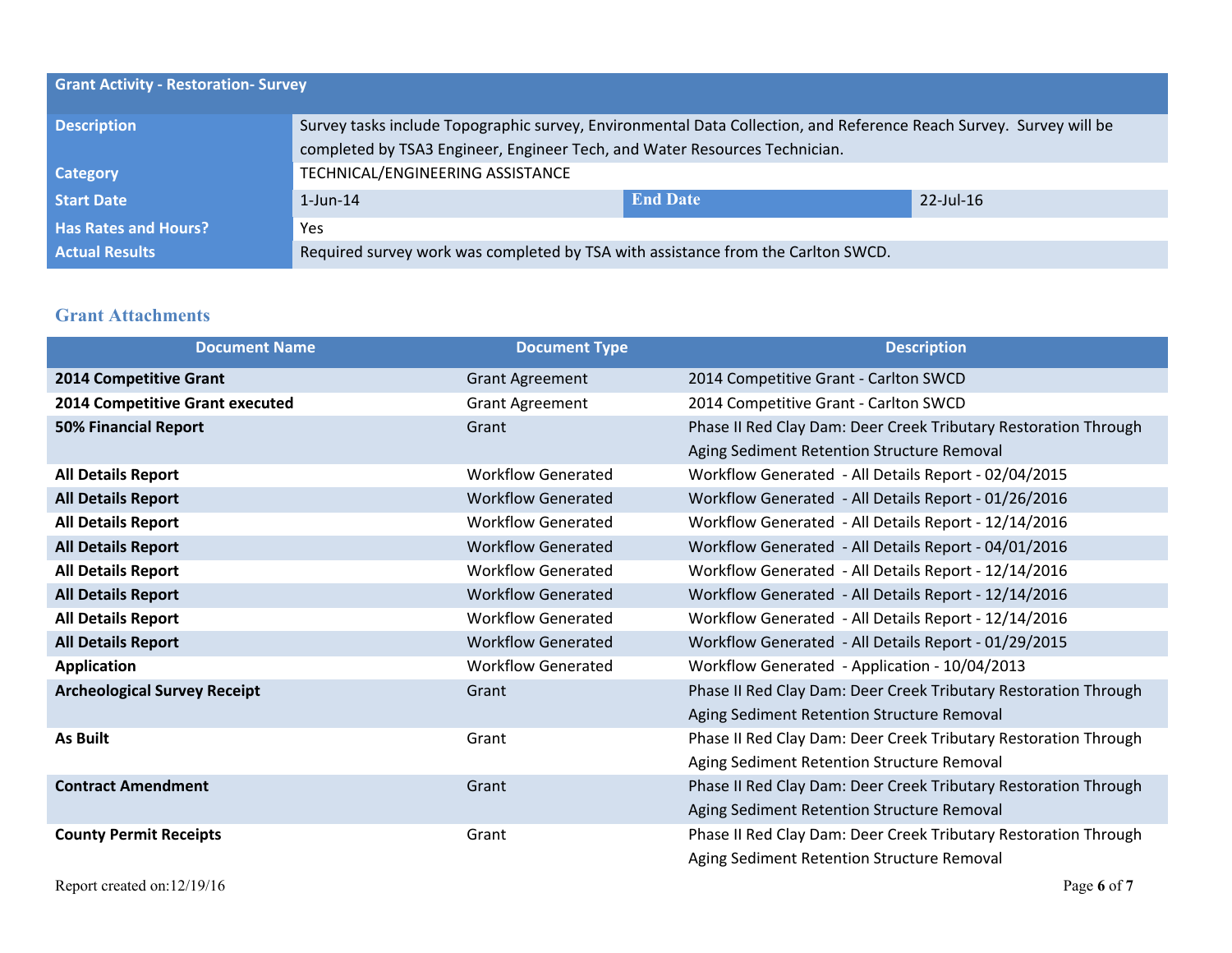| Grant Activity - Restoration- Survey | | | |
|---|---|---|---|
| **Description** | Survey tasks include Topographic survey, Environmental Data Collection, and Reference Reach Survey. Survey will be completed by TSA3 Engineer, Engineer Tech, and Water Resources Technician. | | |
| **Category** | TECHNICAL/ENGINEERING ASSISTANCE | | |
| **Start Date** | 1-Jun-14 | **End Date** | 22-Jul-16 |
| **Has Rates and Hours?** | Yes | | |
| **Actual Results** | Required survey work was completed by TSA with assistance from the Carlton SWCD. | | |

## Grant Attachments

| Document Name | Document Type | Description |
|---|---|---|
| **2014 Competitive Grant** | Grant Agreement | 2014 Competitive Grant - Carlton SWCD |
| **2014 Competitive Grant executed** | Grant Agreement | 2014 Competitive Grant - Carlton SWCD |
| **50% Financial Report** | Grant | Phase II Red Clay Dam: Deer Creek Tributary Restoration Through Aging Sediment Retention Structure Removal |
| **All Details Report** | Workflow Generated | Workflow Generated - All Details Report - 02/04/2015 |
| **All Details Report** | Workflow Generated | Workflow Generated - All Details Report - 01/26/2016 |
| **All Details Report** | Workflow Generated | Workflow Generated - All Details Report - 12/14/2016 |
| **All Details Report** | Workflow Generated | Workflow Generated - All Details Report - 04/01/2016 |
| **All Details Report** | Workflow Generated | Workflow Generated - All Details Report - 12/14/2016 |
| **All Details Report** | Workflow Generated | Workflow Generated - All Details Report - 12/14/2016 |
| **All Details Report** | Workflow Generated | Workflow Generated - All Details Report - 12/14/2016 |
| **All Details Report** | Workflow Generated | Workflow Generated - All Details Report - 01/29/2015 |
| **Application** | Workflow Generated | Workflow Generated - Application - 10/04/2013 |
| **Archeological Survey Receipt** | Grant | Phase II Red Clay Dam: Deer Creek Tributary Restoration Through Aging Sediment Retention Structure Removal |
| **As Built** | Grant | Phase II Red Clay Dam: Deer Creek Tributary Restoration Through Aging Sediment Retention Structure Removal |
| **Contract Amendment** | Grant | Phase II Red Clay Dam: Deer Creek Tributary Restoration Through Aging Sediment Retention Structure Removal |
| **County Permit Receipts** | Grant | Phase II Red Clay Dam: Deer Creek Tributary Restoration Through Aging Sediment Retention Structure Removal |

Report created on:12/19/16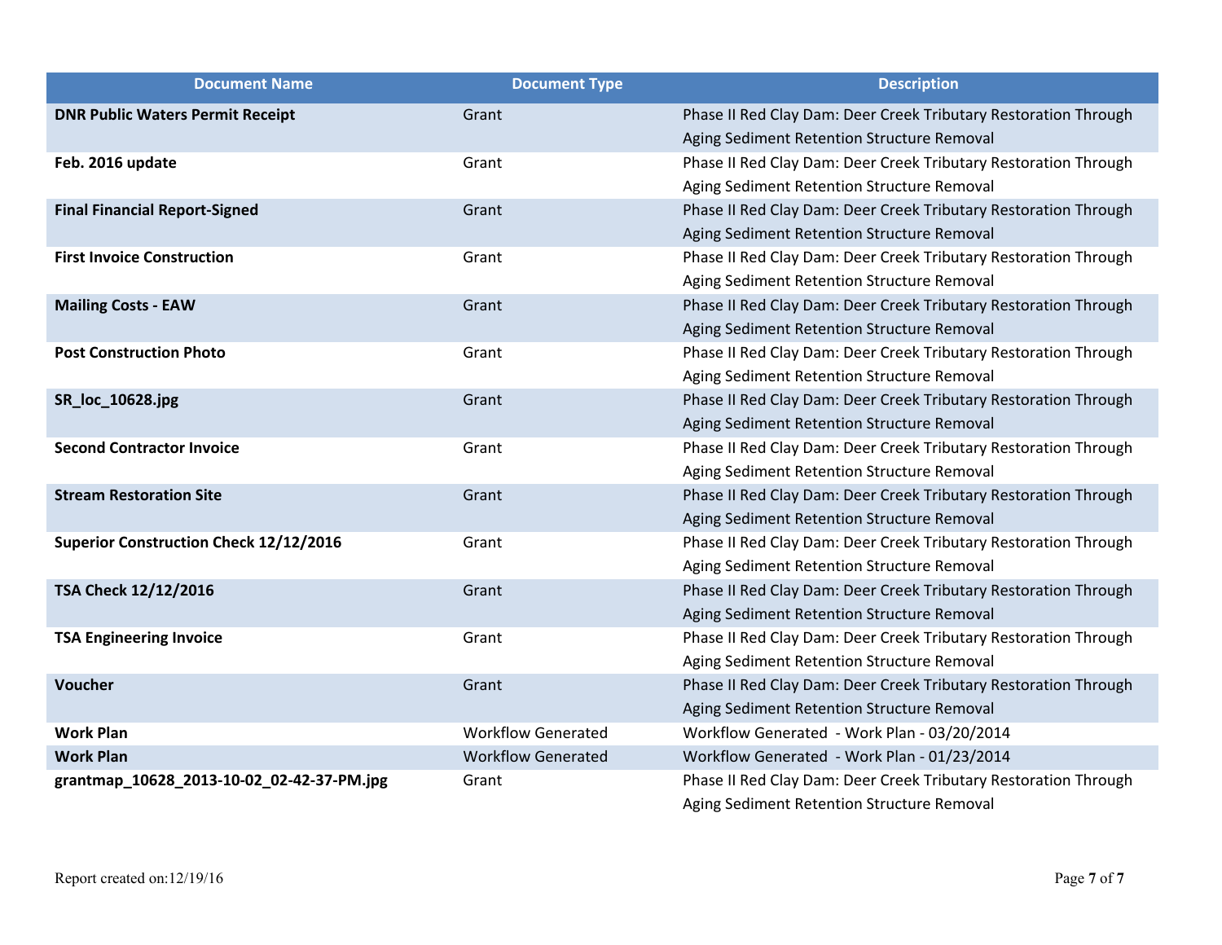| Document Name | Document Type | Description |
|---|---|---|
| **DNR Public Waters Permit Receipt** | Grant | Phase II Red Clay Dam: Deer Creek Tributary Restoration Through Aging Sediment Retention Structure Removal |
| **Feb. 2016 update** | Grant | Phase II Red Clay Dam: Deer Creek Tributary Restoration Through Aging Sediment Retention Structure Removal |
| **Final Financial Report-Signed** | Grant | Phase II Red Clay Dam: Deer Creek Tributary Restoration Through Aging Sediment Retention Structure Removal |
| **First Invoice Construction** | Grant | Phase II Red Clay Dam: Deer Creek Tributary Restoration Through Aging Sediment Retention Structure Removal |
| **Mailing Costs - EAW** | Grant | Phase II Red Clay Dam: Deer Creek Tributary Restoration Through Aging Sediment Retention Structure Removal |
| **Post Construction Photo** | Grant | Phase II Red Clay Dam: Deer Creek Tributary Restoration Through Aging Sediment Retention Structure Removal |
| **SR_loc_10628.jpg** | Grant | Phase II Red Clay Dam: Deer Creek Tributary Restoration Through Aging Sediment Retention Structure Removal |
| **Second Contractor Invoice** | Grant | Phase II Red Clay Dam: Deer Creek Tributary Restoration Through Aging Sediment Retention Structure Removal |
| **Stream Restoration Site** | Grant | Phase II Red Clay Dam: Deer Creek Tributary Restoration Through Aging Sediment Retention Structure Removal |
| **Superior Construction Check 12/12/2016** | Grant | Phase II Red Clay Dam: Deer Creek Tributary Restoration Through Aging Sediment Retention Structure Removal |
| **TSA Check 12/12/2016** | Grant | Phase II Red Clay Dam: Deer Creek Tributary Restoration Through Aging Sediment Retention Structure Removal |
| **TSA Engineering Invoice** | Grant | Phase II Red Clay Dam: Deer Creek Tributary Restoration Through Aging Sediment Retention Structure Removal |
| **Voucher** | Grant | Phase II Red Clay Dam: Deer Creek Tributary Restoration Through Aging Sediment Retention Structure Removal |
| **Work Plan** | Workflow Generated | Workflow Generated - Work Plan - 03/20/2014 |
| **Work Plan** | Workflow Generated | Workflow Generated - Work Plan - 01/23/2014 |
| **grantmap_10628_2013-10-02_02-42-37-PM.jpg** | Grant | Phase II Red Clay Dam: Deer Creek Tributary Restoration Through Aging Sediment Retention Structure Removal |

Report created on:12/19/16